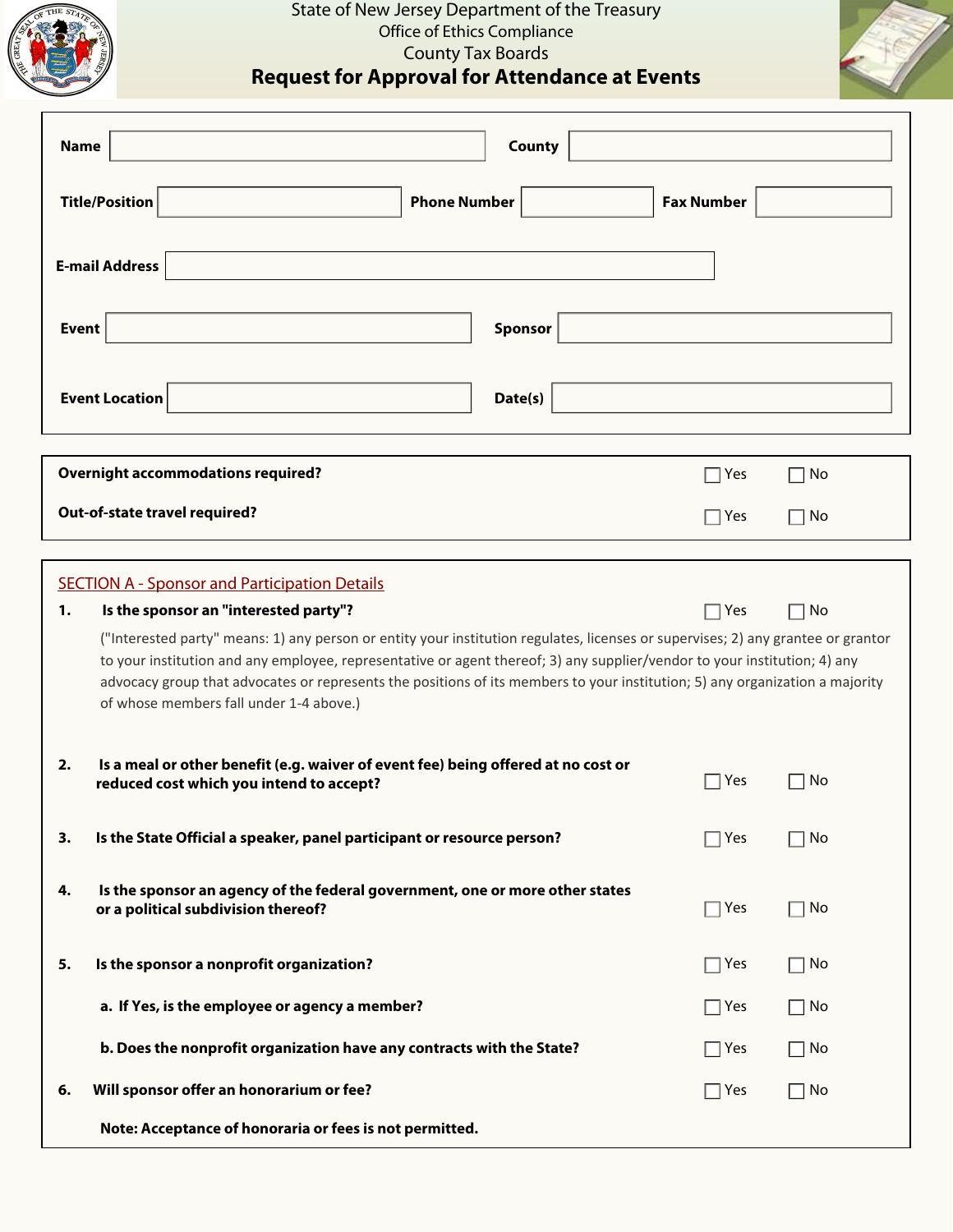State of New Jersey Department of the Treasury
Office of Ethics Compliance
County Tax Boards

# Request for Approval for Attendance at Events

**Name** ____________________ **County** ____________________

**Title/Position** ____________________ **Phone Number** ____________________ **Fax Number** ____________________

**E-mail Address** ____________________

**Event** ____________________ **Sponsor** ____________________

**Event Location** ____________________ **Date(s)** ____________________

| | | |
|---|---|---|
| **Overnight accommodations required?** | ☐ Yes | ☐ No |
| **Out-of-state travel required?** | ☐ Yes | ☐ No |

## SECTION A - Sponsor and Participation Details

| | | | |
|---|---|---|---|
| **1.** | **Is the sponsor an "interested party"?** ("Interested party" means: 1) any person or entity your institution regulates, licenses or supervises; 2) any grantee or grantor to your institution and any employee, representative or agent thereof; 3) any supplier/vendor to your institution; 4) any advocacy group that advocates or represents the positions of its members to your institution; 5) any organization a majority of whose members fall under 1-4 above.) | ☐ Yes | ☐ No |
| **2.** | **Is a meal or other benefit (e.g. waiver of event fee) being offered at no cost or reduced cost which you intend to accept?** | ☐ Yes | ☐ No |
| **3.** | **Is the State Official a speaker, panel participant or resource person?** | ☐ Yes | ☐ No |
| **4.** | **Is the sponsor an agency of the federal government, one or more other states or a political subdivision thereof?** | ☐ Yes | ☐ No |
| **5.** | **Is the sponsor a nonprofit organization?** | ☐ Yes | ☐ No |
| | **a. If Yes, is the employee or agency a member?** | ☐ Yes | ☐ No |
| | **b. Does the nonprofit organization have any contracts with the State?** | ☐ Yes | ☐ No |
| **6.** | **Will sponsor offer an honorarium or fee?** | ☐ Yes | ☐ No |

**Note: Acceptance of honoraria or fees is not permitted.**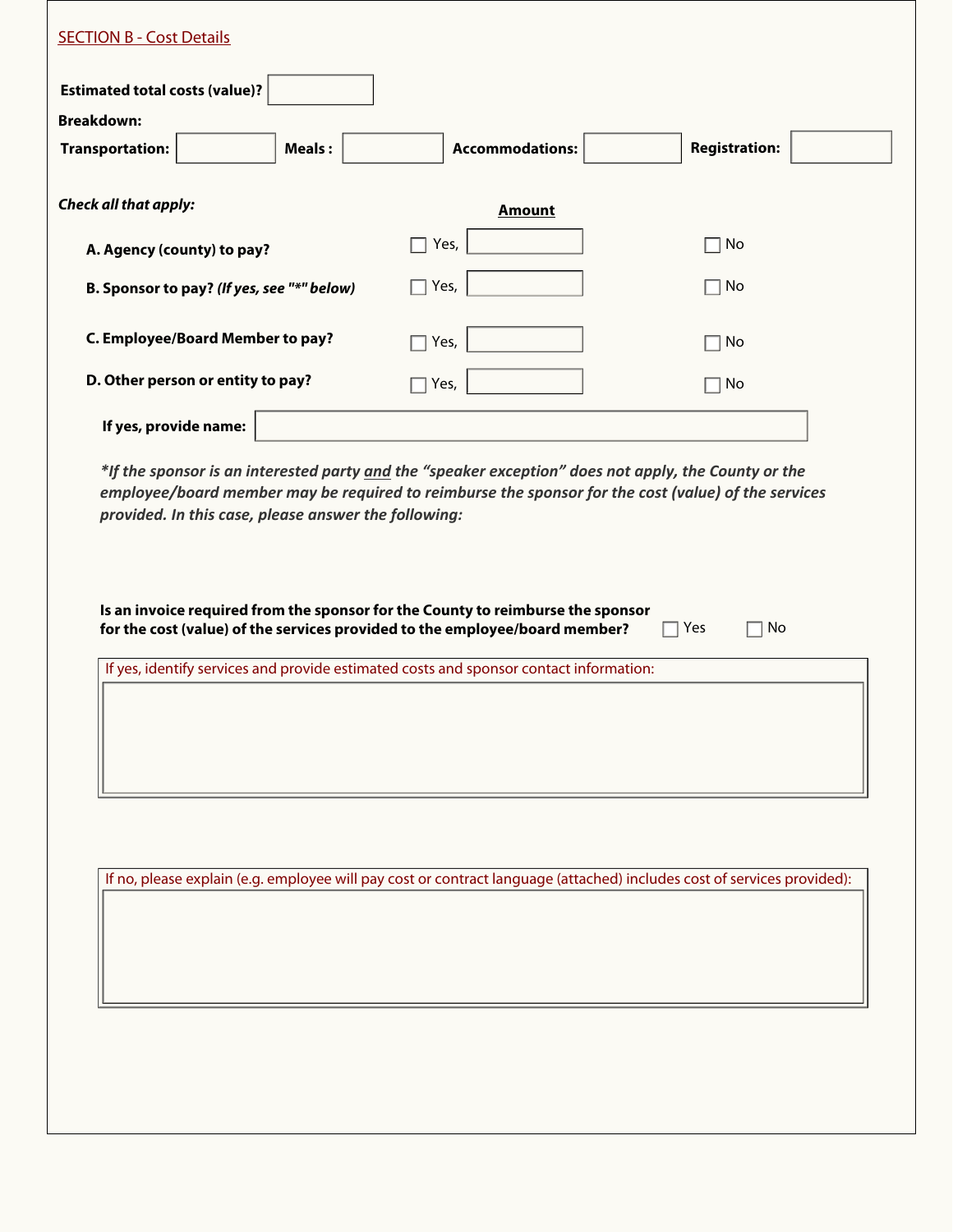## SECTION B - Cost Details

**Estimated total costs (value)?** ______

**Breakdown:**

**Transportation:** ______ **Meals :** ______ **Accommodations:** ______ **Registration:** ______

***Check all that apply:***

| | | **Amount** | |
|---|---|---|---|
| **A. Agency (county) to pay?** | ☐ Yes, | | ☐ No |
| **B. Sponsor to pay? *(If yes, see "*" below)*** | ☐ Yes, | | ☐ No |
| **C. Employee/Board Member to pay?** | ☐ Yes, | | ☐ No |
| **D. Other person or entity to pay?** | ☐ Yes, | | ☐ No |

**If yes, provide name:** ______

****If the sponsor is an interested party and the "speaker exception" does not apply, the County or the employee/board member may be required to reimburse the sponsor for the cost (value) of the services provided. In this case, please answer the following:***

**Is an invoice required from the sponsor for the County to reimburse the sponsor for the cost (value) of the services provided to the employee/board member?** ☐ Yes ☐ No

If yes, identify services and provide estimated costs and sponsor contact information:

______

If no, please explain (e.g. employee will pay cost or contract language (attached) includes cost of services provided):

______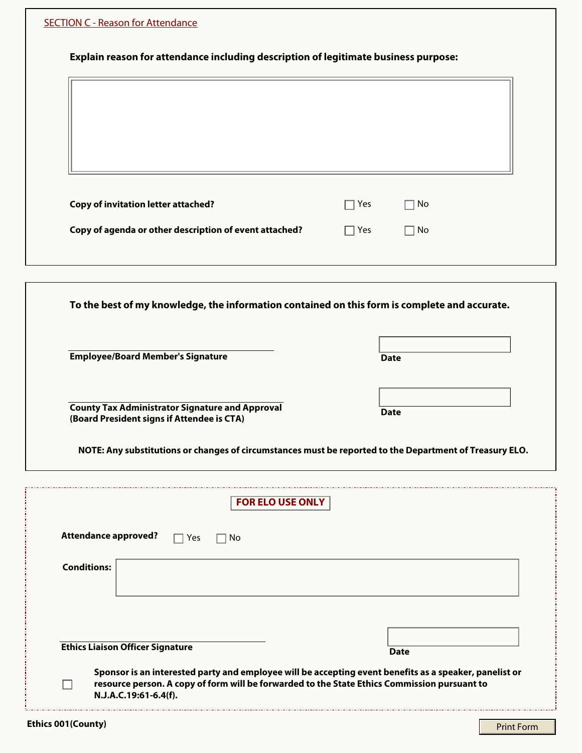## SECTION C - Reason for Attendance

**Explain reason for attendance including description of legitimate business purpose:**

**Copy of invitation letter attached?** ☐ Yes ☐ No

**Copy of agenda or other description of event attached?** ☐ Yes ☐ No

**To the best of my knowledge, the information contained on this form is complete and accurate.**

\_\_\_\_\_\_\_\_\_\_\_\_\_\_\_\_\_\_\_\_\_\_\_\_\_\_\_\_\_\_\_\_\_\_\_\_\_\_\_\_\_\_\_\_\_\_\_\_

**Employee/Board Member's Signature** **Date**

\_\_\_\_\_\_\_\_\_\_\_\_\_\_\_\_\_\_\_\_\_\_\_\_\_\_\_\_\_\_\_\_\_\_\_\_\_\_\_\_\_\_\_\_\_\_\_\_

**County Tax Administrator Signature and Approval**
**(Board President signs if Attendee is CTA)** **Date**

**NOTE: Any substitutions or changes of circumstances must be reported to the Department of Treasury ELO.**

**FOR ELO USE ONLY**

**Attendance approved?** ☐ Yes ☐ No

**Conditions:**

\_\_\_\_\_\_\_\_\_\_\_\_\_\_\_\_\_\_\_\_\_\_\_\_\_\_\_\_\_\_\_\_\_\_\_\_\_\_\_\_\_\_\_\_\_\_\_\_

**Ethics Liaison Officer Signature** **Date**

☐ **Sponsor is an interested party and employee will be accepting event benefits as a speaker, panelist or resource person. A copy of form will be forwarded to the State Ethics Commission pursuant to N.J.A.C.19:61-6.4(f).**

**Ethics 001(County)**

Print Form